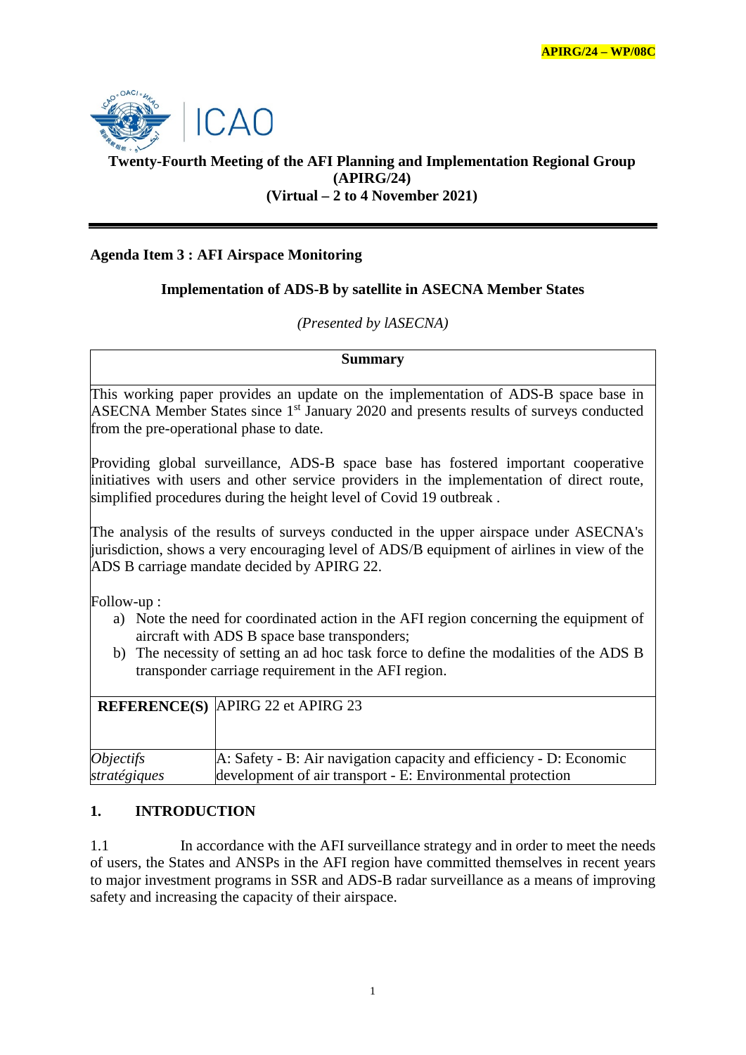APIRG/24 – WP/08C

# Twenty-Fourth Meeting of the AFI Planning and Implementation Regional Group (APIRG/24)
**(Virtual – 2 to 4 November 2021)**

---

**Agenda Item 3 : AFI Airspace Monitoring**

**Implementation of ADS-B by satellite in ASECNA Member States**

*(Presented by lASECNA)*

| **Summary** |
|---|
| This working paper provides an update on the implementation of ADS-B space base in ASECNA Member States since 1st January 2020 and presents results of surveys conducted from the pre-operational phase to date.<br><br>Providing global surveillance, ADS-B space base has fostered important cooperative initiatives with users and other service providers in the implementation of direct route, simplified procedures during the height level of Covid 19 outbreak .<br><br>The analysis of the results of surveys conducted in the upper airspace under ASECNA's jurisdiction, shows a very encouraging level of ADS/B equipment of airlines in view of the ADS B carriage mandate decided by APIRG 22.<br><br>Follow-up :<br>a) Note the need for coordinated action in the AFI region concerning the equipment of aircraft with ADS B space base transponders;<br>b) The necessity of setting an ad hoc task force to define the modalities of the ADS B transponder carriage requirement in the AFI region. |

| **REFERENCE(S)** | APIRG 22 et APIRG 23 |
|---|---|
| *Objectifs stratégiques* | A: Safety - B: Air navigation capacity and efficiency - D: Economic development of air transport - E: Environmental protection |

## 1. INTRODUCTION

1.1 In accordance with the AFI surveillance strategy and in order to meet the needs of users, the States and ANSPs in the AFI region have committed themselves in recent years to major investment programs in SSR and ADS-B radar surveillance as a means of improving safety and increasing the capacity of their airspace.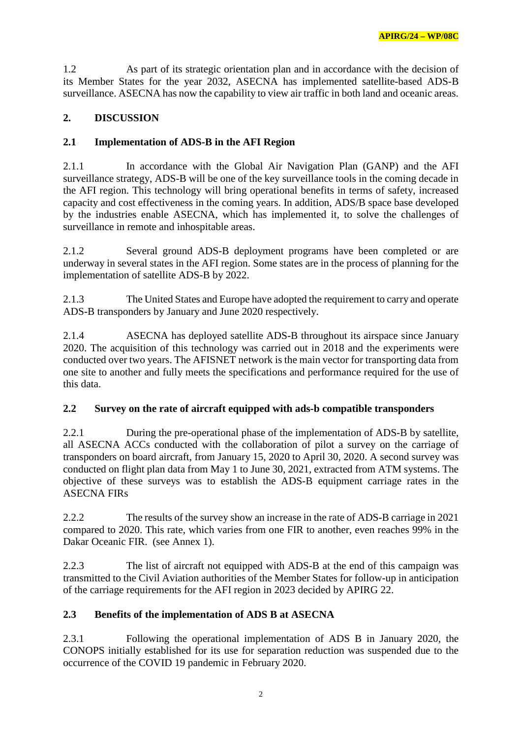1.2 As part of its strategic orientation plan and in accordance with the decision of its Member States for the year 2032, ASECNA has implemented satellite-based ADS-B surveillance. ASECNA has now the capability to view air traffic in both land and oceanic areas.

## 2. DISCUSSION

### 2.1 Implementation of ADS-B in the AFI Region

2.1.1 In accordance with the Global Air Navigation Plan (GANP) and the AFI surveillance strategy, ADS-B will be one of the key surveillance tools in the coming decade in the AFI region. This technology will bring operational benefits in terms of safety, increased capacity and cost effectiveness in the coming years. In addition, ADS/B space base developed by the industries enable ASECNA, which has implemented it, to solve the challenges of surveillance in remote and inhospitable areas.

2.1.2 Several ground ADS-B deployment programs have been completed or are underway in several states in the AFI region. Some states are in the process of planning for the implementation of satellite ADS-B by 2022.

2.1.3 The United States and Europe have adopted the requirement to carry and operate ADS-B transponders by January and June 2020 respectively.

2.1.4 ASECNA has deployed satellite ADS-B throughout its airspace since January 2020. The acquisition of this technology was carried out in 2018 and the experiments were conducted over two years. The AFISNET network is the main vector for transporting data from one site to another and fully meets the specifications and performance required for the use of this data.

### 2.2 Survey on the rate of aircraft equipped with ads-b compatible transponders

2.2.1 During the pre-operational phase of the implementation of ADS-B by satellite, all ASECNA ACCs conducted with the collaboration of pilot a survey on the carriage of transponders on board aircraft, from January 15, 2020 to April 30, 2020. A second survey was conducted on flight plan data from May 1 to June 30, 2021, extracted from ATM systems. The objective of these surveys was to establish the ADS-B equipment carriage rates in the ASECNA FIRs

2.2.2 The results of the survey show an increase in the rate of ADS-B carriage in 2021 compared to 2020. This rate, which varies from one FIR to another, even reaches 99% in the Dakar Oceanic FIR. (see Annex 1).

2.2.3 The list of aircraft not equipped with ADS-B at the end of this campaign was transmitted to the Civil Aviation authorities of the Member States for follow-up in anticipation of the carriage requirements for the AFI region in 2023 decided by APIRG 22.

### 2.3 Benefits of the implementation of ADS B at ASECNA

2.3.1 Following the operational implementation of ADS B in January 2020, the CONOPS initially established for its use for separation reduction was suspended due to the occurrence of the COVID 19 pandemic in February 2020.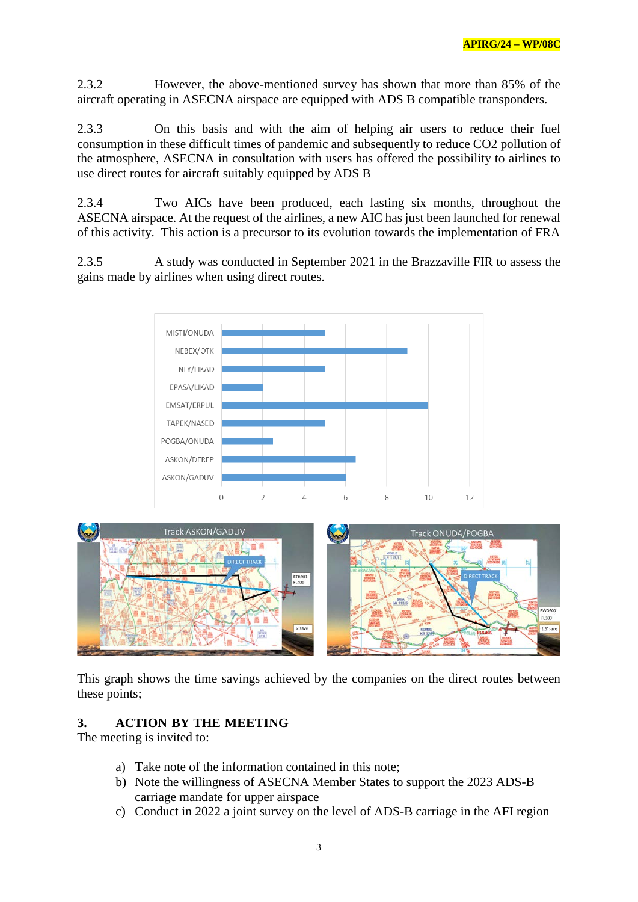2.3.2 However, the above-mentioned survey has shown that more than 85% of the aircraft operating in ASECNA airspace are equipped with ADS B compatible transponders.

2.3.3 On this basis and with the aim of helping air users to reduce their fuel consumption in these difficult times of pandemic and subsequently to reduce CO2 pollution of the atmosphere, ASECNA in consultation with users has offered the possibility to airlines to use direct routes for aircraft suitably equipped by ADS B

2.3.4 Two AICs have been produced, each lasting six months, throughout the ASECNA airspace. At the request of the airlines, a new AIC has just been launched for renewal of this activity. This action is a precursor to its evolution towards the implementation of FRA

2.3.5 A study was conducted in September 2021 in the Brazzaville FIR to assess the gains made by airlines when using direct routes.

| Route | Time savings |
| --- | --- |
| MISTI/ONUDA | 5 |
| NEBEX/OTK | 9 |
| NLY/LIKAD | 5 |
| EPASA/LIKAD | 2 |
| EMSAT/ERPUL | 10 |
| TAPEK/NASED | 5 |
| POGBA/ONUDA | 2.5 |
| ASKON/DEREP | 6.5 |
| ASKON/GADUV | 6 |

This graph shows the time savings achieved by the companies on the direct routes between these points;

## 3. ACTION BY THE MEETING

The meeting is invited to:

a) Take note of the information contained in this note;
b) Note the willingness of ASECNA Member States to support the 2023 ADS-B carriage mandate for upper airspace
c) Conduct in 2022 a joint survey on the level of ADS-B carriage in the AFI region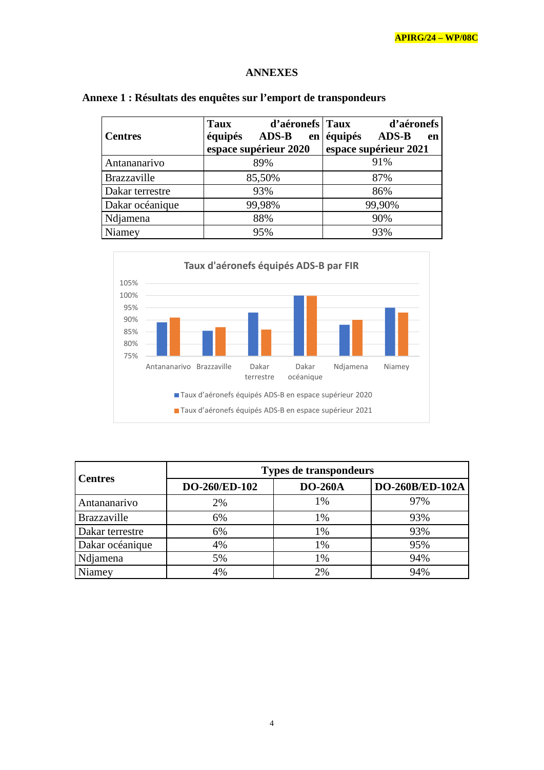# ANNEXES

## Annexe 1 : Résultats des enquêtes sur l'emport de transpondeurs

| Centres | Taux d'aéronefs équipés ADS-B en espace supérieur 2020 | Taux d'aéronefs équipés ADS-B en espace supérieur 2021 |
|---|---|---|
| Antananarivo | 89% | 91% |
| Brazzaville | 85,50% | 87% |
| Dakar terrestre | 93% | 86% |
| Dakar océanique | 99,98% | 99,90% |
| Ndjamena | 88% | 90% |
| Niamey | 95% | 93% |

**Taux d'aéronefs équipés ADS-B par FIR**

- Taux d'aéronefs équipés ADS-B en espace supérieur 2020
- Taux d'aéronefs équipés ADS-B en espace supérieur 2021

| Centres | Types de transpondeurs | | |
|---|---|---|---|
| | DO-260/ED-102 | DO-260A | DO-260B/ED-102A |
| Antananarivo | 2% | 1% | 97% |
| Brazzaville | 6% | 1% | 93% |
| Dakar terrestre | 6% | 1% | 93% |
| Dakar océanique | 4% | 1% | 95% |
| Ndjamena | 5% | 1% | 94% |
| Niamey | 4% | 2% | 94% |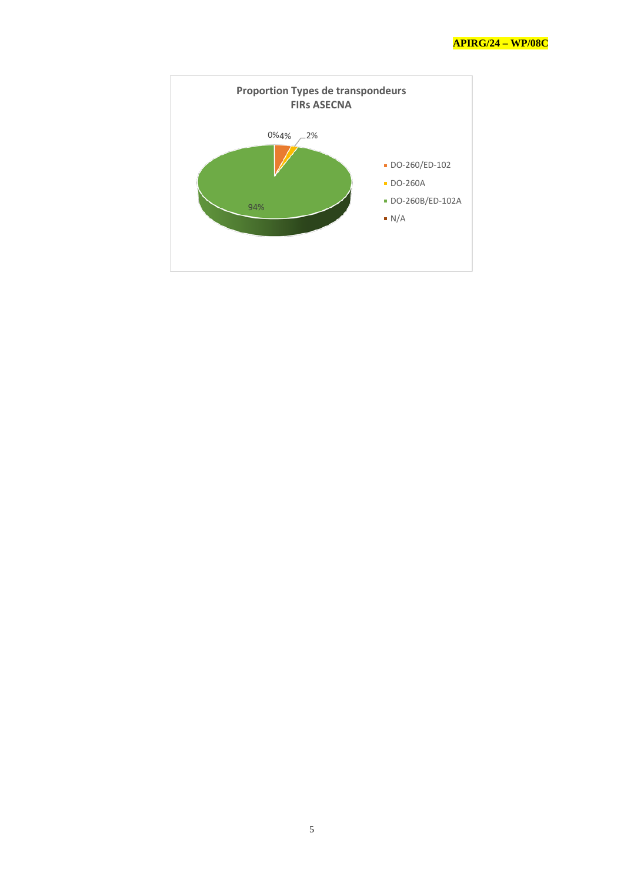Proportion Types de transpondeurs
FIRs ASECNA

0%
4%
2%
94%

DO-260/ED-102
DO-260A
DO-260B/ED-102A
N/A